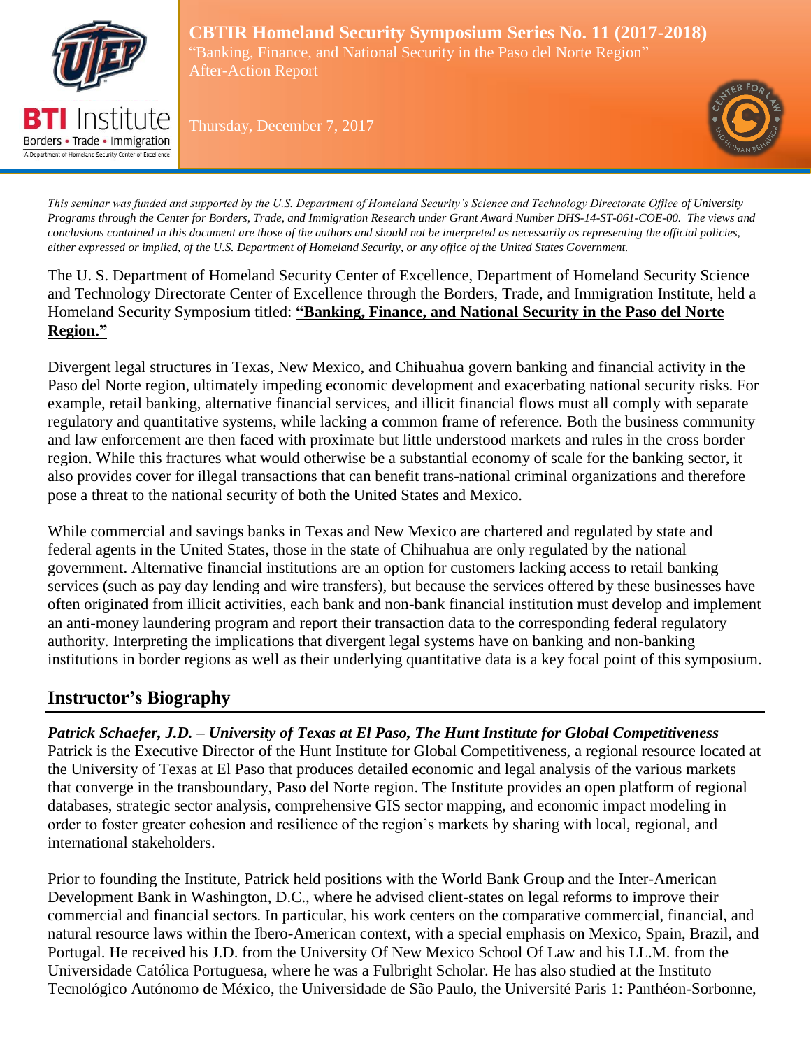**CBTIR Homeland Security Symposium Series No. 11 (2017-2018)**
"Banking, Finance, and National Security in the Paso del Norte Region"
After-Action Report

Thursday, December 7, 2017

*This seminar was funded and supported by the U.S. Department of Homeland Security's Science and Technology Directorate Office of University Programs through the Center for Borders, Trade, and Immigration Research under Grant Award Number DHS-14-ST-061-COE-00. The views and conclusions contained in this document are those of the authors and should not be interpreted as necessarily as representing the official policies, either expressed or implied, of the U.S. Department of Homeland Security, or any office of the United States Government.*

The U. S. Department of Homeland Security Center of Excellence, Department of Homeland Security Science and Technology Directorate Center of Excellence through the Borders, Trade, and Immigration Institute, held a Homeland Security Symposium titled: **"Banking, Finance, and National Security in the Paso del Norte Region."**

Divergent legal structures in Texas, New Mexico, and Chihuahua govern banking and financial activity in the Paso del Norte region, ultimately impeding economic development and exacerbating national security risks. For example, retail banking, alternative financial services, and illicit financial flows must all comply with separate regulatory and quantitative systems, while lacking a common frame of reference. Both the business community and law enforcement are then faced with proximate but little understood markets and rules in the cross border region. While this fractures what would otherwise be a substantial economy of scale for the banking sector, it also provides cover for illegal transactions that can benefit trans-national criminal organizations and therefore pose a threat to the national security of both the United States and Mexico.

While commercial and savings banks in Texas and New Mexico are chartered and regulated by state and federal agents in the United States, those in the state of Chihuahua are only regulated by the national government. Alternative financial institutions are an option for customers lacking access to retail banking services (such as pay day lending and wire transfers), but because the services offered by these businesses have often originated from illicit activities, each bank and non-bank financial institution must develop and implement an anti-money laundering program and report their transaction data to the corresponding federal regulatory authority. Interpreting the implications that divergent legal systems have on banking and non-banking institutions in border regions as well as their underlying quantitative data is a key focal point of this symposium.

## Instructor's Biography

***Patrick Schaefer, J.D. – University of Texas at El Paso, The Hunt Institute for Global Competitiveness***
Patrick is the Executive Director of the Hunt Institute for Global Competitiveness, a regional resource located at the University of Texas at El Paso that produces detailed economic and legal analysis of the various markets that converge in the transboundary, Paso del Norte region. The Institute provides an open platform of regional databases, strategic sector analysis, comprehensive GIS sector mapping, and economic impact modeling in order to foster greater cohesion and resilience of the region's markets by sharing with local, regional, and international stakeholders.

Prior to founding the Institute, Patrick held positions with the World Bank Group and the Inter-American Development Bank in Washington, D.C., where he advised client-states on legal reforms to improve their commercial and financial sectors. In particular, his work centers on the comparative commercial, financial, and natural resource laws within the Ibero-American context, with a special emphasis on Mexico, Spain, Brazil, and Portugal. He received his J.D. from the University Of New Mexico School Of Law and his LL.M. from the Universidade Católica Portuguesa, where he was a Fulbright Scholar. He has also studied at the Instituto Tecnológico Autónomo de México, the Universidade de São Paulo, the Université Paris 1: Panthéon-Sorbonne,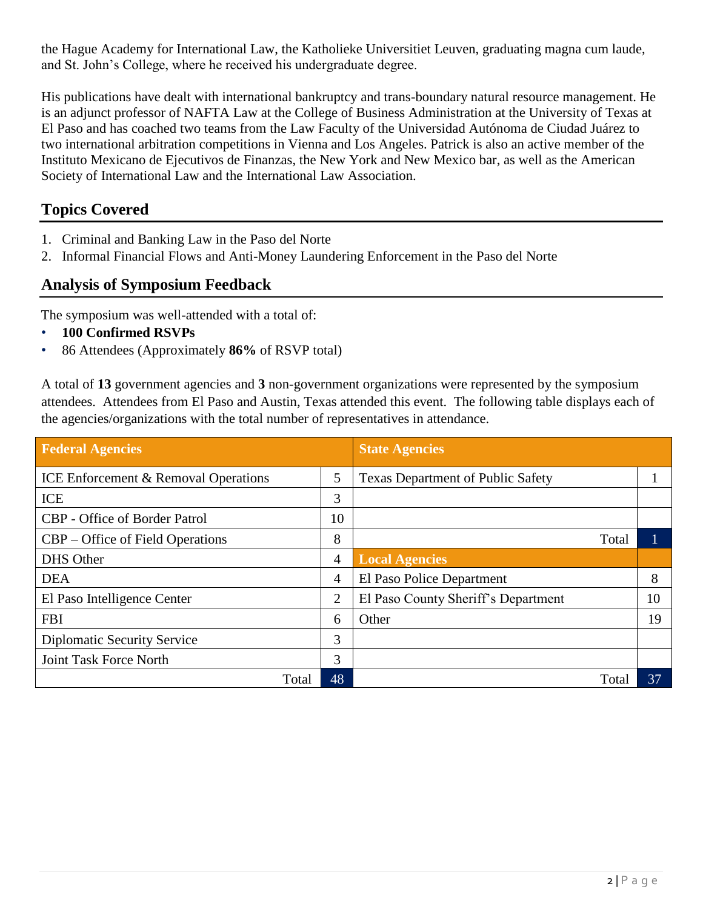the Hague Academy for International Law, the Katholieke Universitiet Leuven, graduating magna cum laude, and St. John's College, where he received his undergraduate degree.

His publications have dealt with international bankruptcy and trans-boundary natural resource management. He is an adjunct professor of NAFTA Law at the College of Business Administration at the University of Texas at El Paso and has coached two teams from the Law Faculty of the Universidad Autónoma de Ciudad Juárez to two international arbitration competitions in Vienna and Los Angeles. Patrick is also an active member of the Instituto Mexicano de Ejecutivos de Finanzas, the New York and New Mexico bar, as well as the American Society of International Law and the International Law Association.

## Topics Covered

1. Criminal and Banking Law in the Paso del Norte
2. Informal Financial Flows and Anti-Money Laundering Enforcement in the Paso del Norte

## Analysis of Symposium Feedback

The symposium was well-attended with a total of:

- **100 Confirmed RSVPs**
- 86 Attendees (Approximately **86%** of RSVP total)

A total of **13** government agencies and **3** non-government organizations were represented by the symposium attendees. Attendees from El Paso and Austin, Texas attended this event. The following table displays each of the agencies/organizations with the total number of representatives in attendance.

| Federal Agencies | | State Agencies | |
|---|---|---|---|
| ICE Enforcement & Removal Operations | 5 | Texas Department of Public Safety | 1 |
| ICE | 3 | | |
| CBP - Office of Border Patrol | 10 | | |
| CBP – Office of Field Operations | 8 | Total | 1 |
| DHS Other | 4 | **Local Agencies** | |
| DEA | 4 | El Paso Police Department | 8 |
| El Paso Intelligence Center | 2 | El Paso County Sheriff's Department | 10 |
| FBI | 6 | Other | 19 |
| Diplomatic Security Service | 3 | | |
| Joint Task Force North | 3 | | |
| Total | 48 | Total | 37 |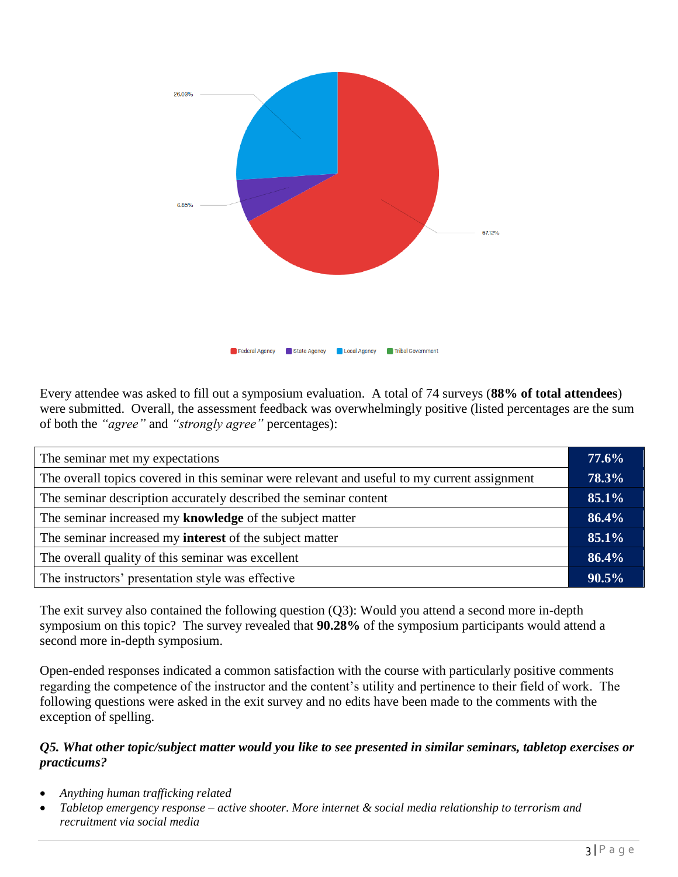26.03%

6.85%

67.12%

Federal Agency · State Agency · Local Agency · Tribal Government

Every attendee was asked to fill out a symposium evaluation. A total of 74 surveys (**88% of total attendees**) were submitted. Overall, the assessment feedback was overwhelmingly positive (listed percentages are the sum of both the *"agree"* and *"strongly agree"* percentages):

| | |
|---|---|
| The seminar met my expectations | **77.6%** |
| The overall topics covered in this seminar were relevant and useful to my current assignment | **78.3%** |
| The seminar description accurately described the seminar content | **85.1%** |
| The seminar increased my **knowledge** of the subject matter | **86.4%** |
| The seminar increased my **interest** of the subject matter | **85.1%** |
| The overall quality of this seminar was excellent | **86.4%** |
| The instructors' presentation style was effective | **90.5%** |

The exit survey also contained the following question (Q3): Would you attend a second more in-depth symposium on this topic? The survey revealed that **90.28%** of the symposium participants would attend a second more in-depth symposium.

Open-ended responses indicated a common satisfaction with the course with particularly positive comments regarding the competence of the instructor and the content's utility and pertinence to their field of work. The following questions were asked in the exit survey and no edits have been made to the comments with the exception of spelling.

***Q5. What other topic/subject matter would you like to see presented in similar seminars, tabletop exercises or practicums?***

- *Anything human trafficking related*
- *Tabletop emergency response – active shooter. More internet & social media relationship to terrorism and recruitment via social media*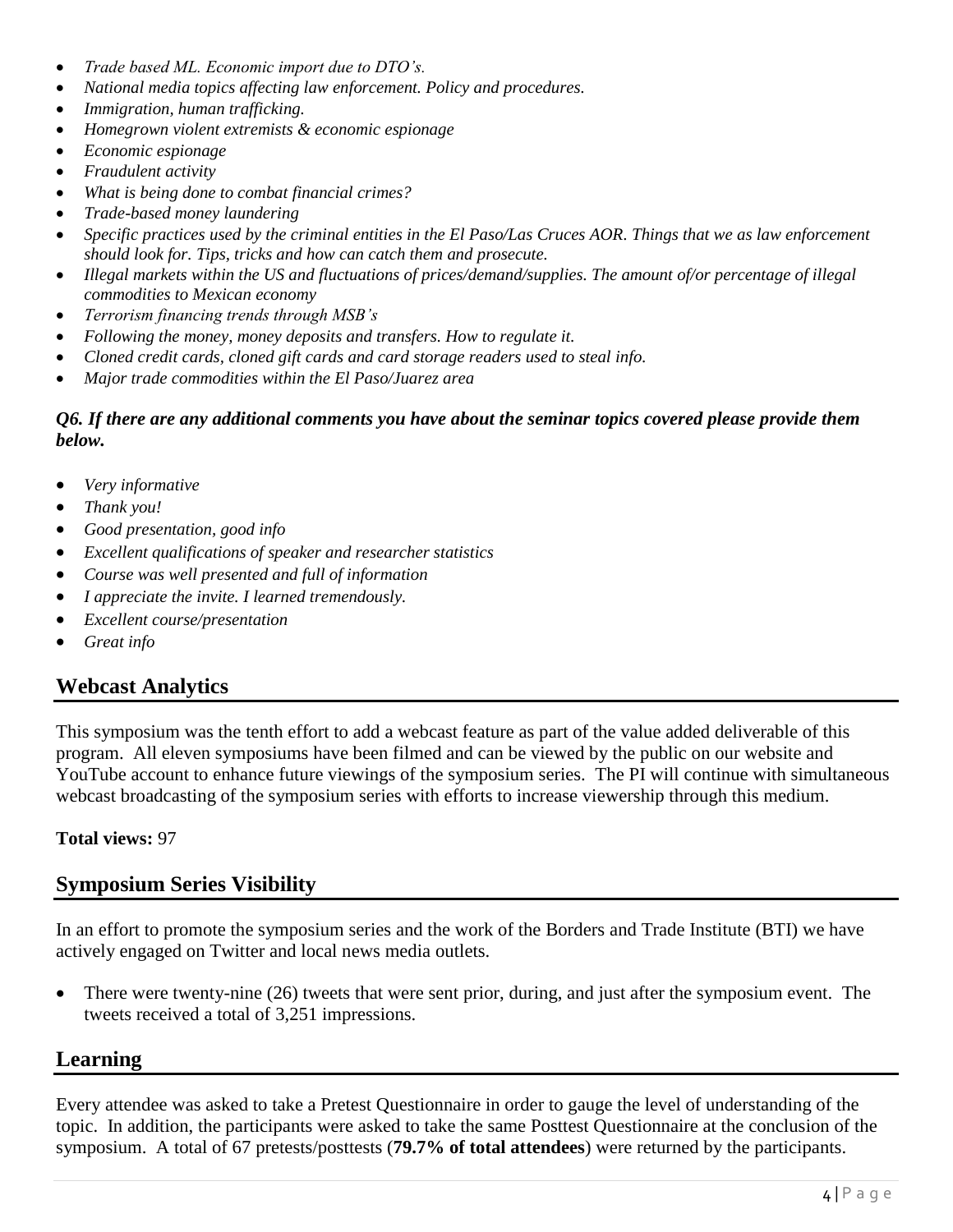- *Trade based ML. Economic import due to DTO's.*
- *National media topics affecting law enforcement. Policy and procedures.*
- *Immigration, human trafficking.*
- *Homegrown violent extremists & economic espionage*
- *Economic espionage*
- *Fraudulent activity*
- *What is being done to combat financial crimes?*
- *Trade-based money laundering*
- *Specific practices used by the criminal entities in the El Paso/Las Cruces AOR. Things that we as law enforcement should look for. Tips, tricks and how can catch them and prosecute.*
- *Illegal markets within the US and fluctuations of prices/demand/supplies. The amount of/or percentage of illegal commodities to Mexican economy*
- *Terrorism financing trends through MSB's*
- *Following the money, money deposits and transfers. How to regulate it.*
- *Cloned credit cards, cloned gift cards and card storage readers used to steal info.*
- *Major trade commodities within the El Paso/Juarez area*

***Q6. If there are any additional comments you have about the seminar topics covered please provide them below.***

- *Very informative*
- *Thank you!*
- *Good presentation, good info*
- *Excellent qualifications of speaker and researcher statistics*
- *Course was well presented and full of information*
- *I appreciate the invite. I learned tremendously.*
- *Excellent course/presentation*
- *Great info*

## Webcast Analytics

This symposium was the tenth effort to add a webcast feature as part of the value added deliverable of this program. All eleven symposiums have been filmed and can be viewed by the public on our website and YouTube account to enhance future viewings of the symposium series. The PI will continue with simultaneous webcast broadcasting of the symposium series with efforts to increase viewership through this medium.

**Total views:** 97

## Symposium Series Visibility

In an effort to promote the symposium series and the work of the Borders and Trade Institute (BTI) we have actively engaged on Twitter and local news media outlets.

- There were twenty-nine (26) tweets that were sent prior, during, and just after the symposium event. The tweets received a total of 3,251 impressions.

## Learning

Every attendee was asked to take a Pretest Questionnaire in order to gauge the level of understanding of the topic. In addition, the participants were asked to take the same Posttest Questionnaire at the conclusion of the symposium. A total of 67 pretests/posttests (**79.7% of total attendees**) were returned by the participants.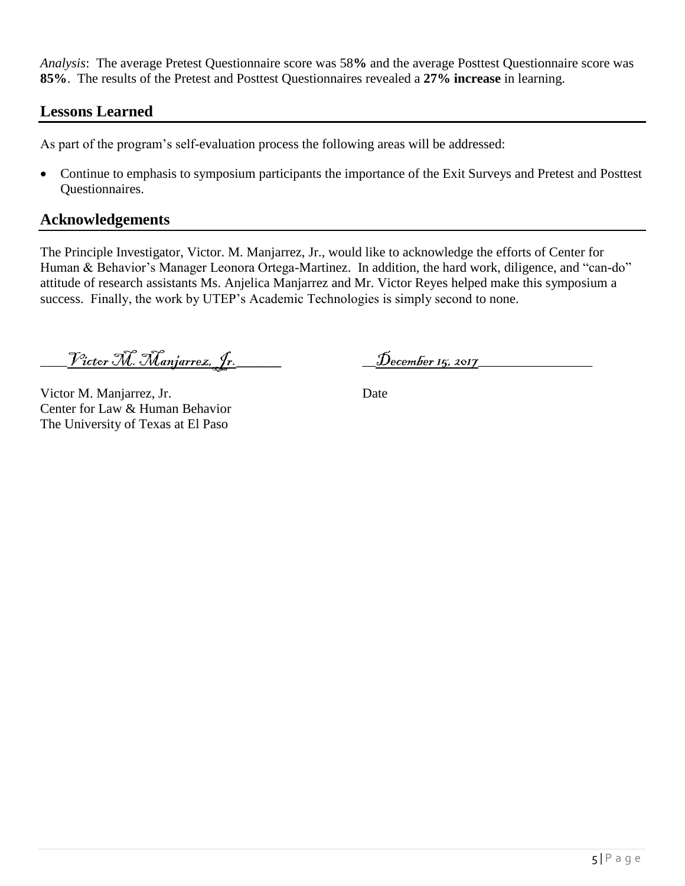*Analysis*: The average Pretest Questionnaire score was 58**%** and the average Posttest Questionnaire score was **85%**. The results of the Pretest and Posttest Questionnaires revealed a **27% increase** in learning.

## Lessons Learned

As part of the program's self-evaluation process the following areas will be addressed:

- Continue to emphasis to symposium participants the importance of the Exit Surveys and Pretest and Posttest Questionnaires.

## Acknowledgements

The Principle Investigator, Victor. M. Manjarrez, Jr., would like to acknowledge the efforts of Center for Human & Behavior's Manager Leonora Ortega-Martinez. In addition, the hard work, diligence, and "can-do" attitude of research assistants Ms. Anjelica Manjarrez and Mr. Victor Reyes helped make this symposium a success. Finally, the work by UTEP's Academic Technologies is simply second to none.

*Victor M. Manjarrez, Jr.* — *December 15, 2017*

Victor M. Manjarrez, Jr.
Center for Law & Human Behavior
The University of Texas at El Paso

Date